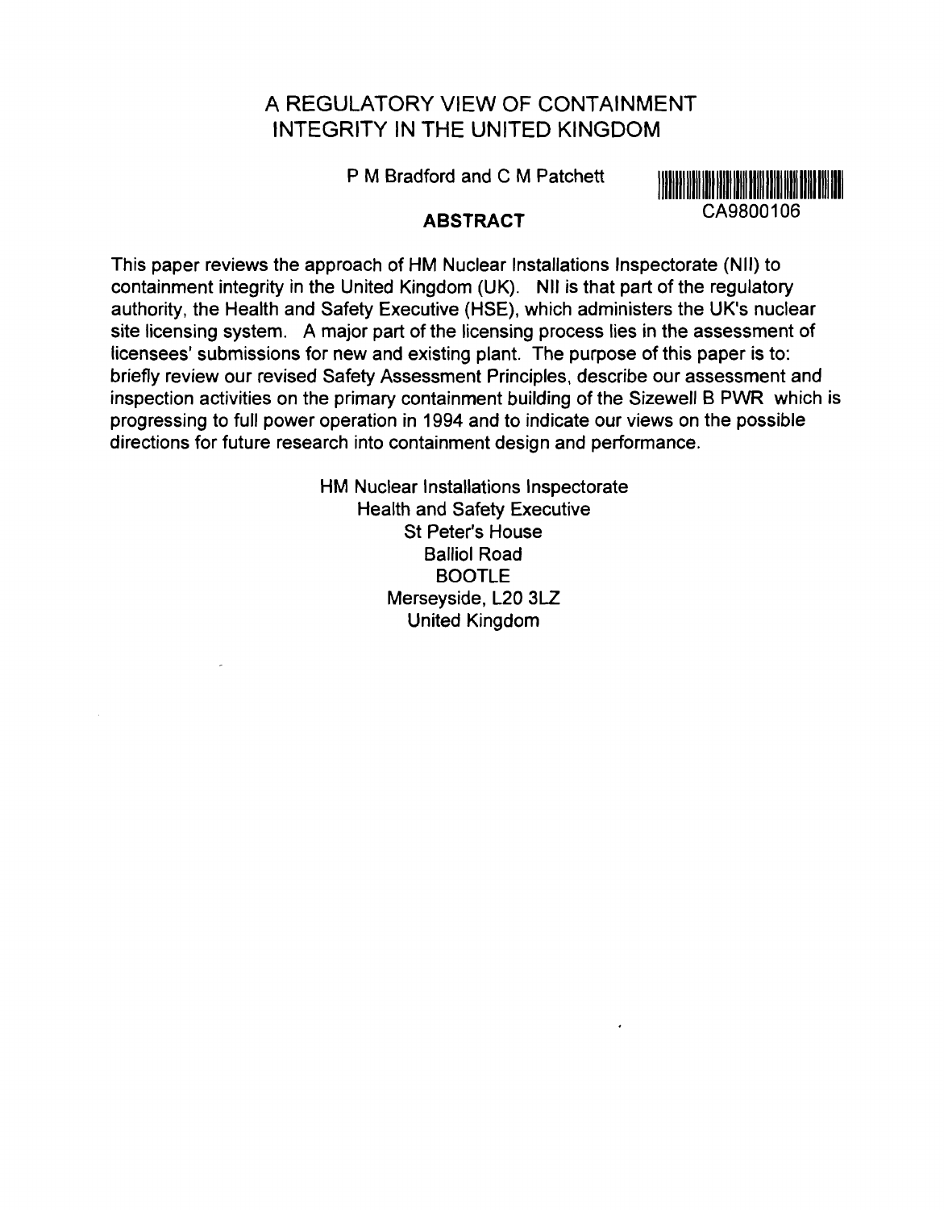# A REGULATORY VIEW OF CONTAINMENT INTEGRITY IN THE UNITED KINGDOM

P M Bradford and C M Patchett

CA9800106

## ABSTRACT

This paper reviews the approach of HM Nuclear Installations Inspectorate (NII) to containment integrity in the United Kingdom (UK). NII is that part of the regulatory authority, the Health and Safety Executive (HSE), which administers the UK's nuclear site licensing system. A major part of the licensing process lies in the assessment of licensees' submissions for new and existing plant. The purpose of this paper is to: briefly review our revised Safety Assessment Principles, describe our assessment and inspection activities on the primary containment building of the Sizewell B PWR which is progressing to full power operation in 1994 and to indicate our views on the possible directions for future research into containment design and performance.

HM Nuclear Installations Inspectorate
Health and Safety Executive
St Peter's House
Balliol Road
BOOTLE
Merseyside, L20 3LZ
United Kingdom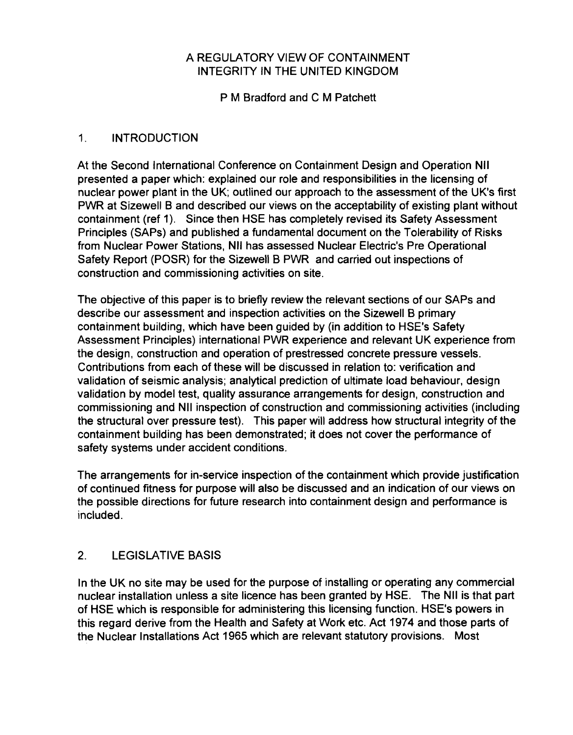# A REGULATORY VIEW OF CONTAINMENT INTEGRITY IN THE UNITED KINGDOM

P M Bradford and C M Patchett

## 1. INTRODUCTION

At the Second International Conference on Containment Design and Operation NII presented a paper which: explained our role and responsibilities in the licensing of nuclear power plant in the UK; outlined our approach to the assessment of the UK's first PWR at Sizewell B and described our views on the acceptability of existing plant without containment (ref 1). Since then HSE has completely revised its Safety Assessment Principles (SAPs) and published a fundamental document on the Tolerability of Risks from Nuclear Power Stations, NII has assessed Nuclear Electric's Pre Operational Safety Report (POSR) for the Sizewell B PWR and carried out inspections of construction and commissioning activities on site.

The objective of this paper is to briefly review the relevant sections of our SAPs and describe our assessment and inspection activities on the Sizewell B primary containment building, which have been guided by (in addition to HSE's Safety Assessment Principles) international PWR experience and relevant UK experience from the design, construction and operation of prestressed concrete pressure vessels. Contributions from each of these will be discussed in relation to: verification and validation of seismic analysis; analytical prediction of ultimate load behaviour, design validation by model test, quality assurance arrangements for design, construction and commissioning and NII inspection of construction and commissioning activities (including the structural over pressure test). This paper will address how structural integrity of the containment building has been demonstrated; it does not cover the performance of safety systems under accident conditions.

The arrangements for in-service inspection of the containment which provide justification of continued fitness for purpose will also be discussed and an indication of our views on the possible directions for future research into containment design and performance is included.

## 2. LEGISLATIVE BASIS

In the UK no site may be used for the purpose of installing or operating any commercial nuclear installation unless a site licence has been granted by HSE. The NII is that part of HSE which is responsible for administering this licensing function. HSE's powers in this regard derive from the Health and Safety at Work etc. Act 1974 and those parts of the Nuclear Installations Act 1965 which are relevant statutory provisions. Most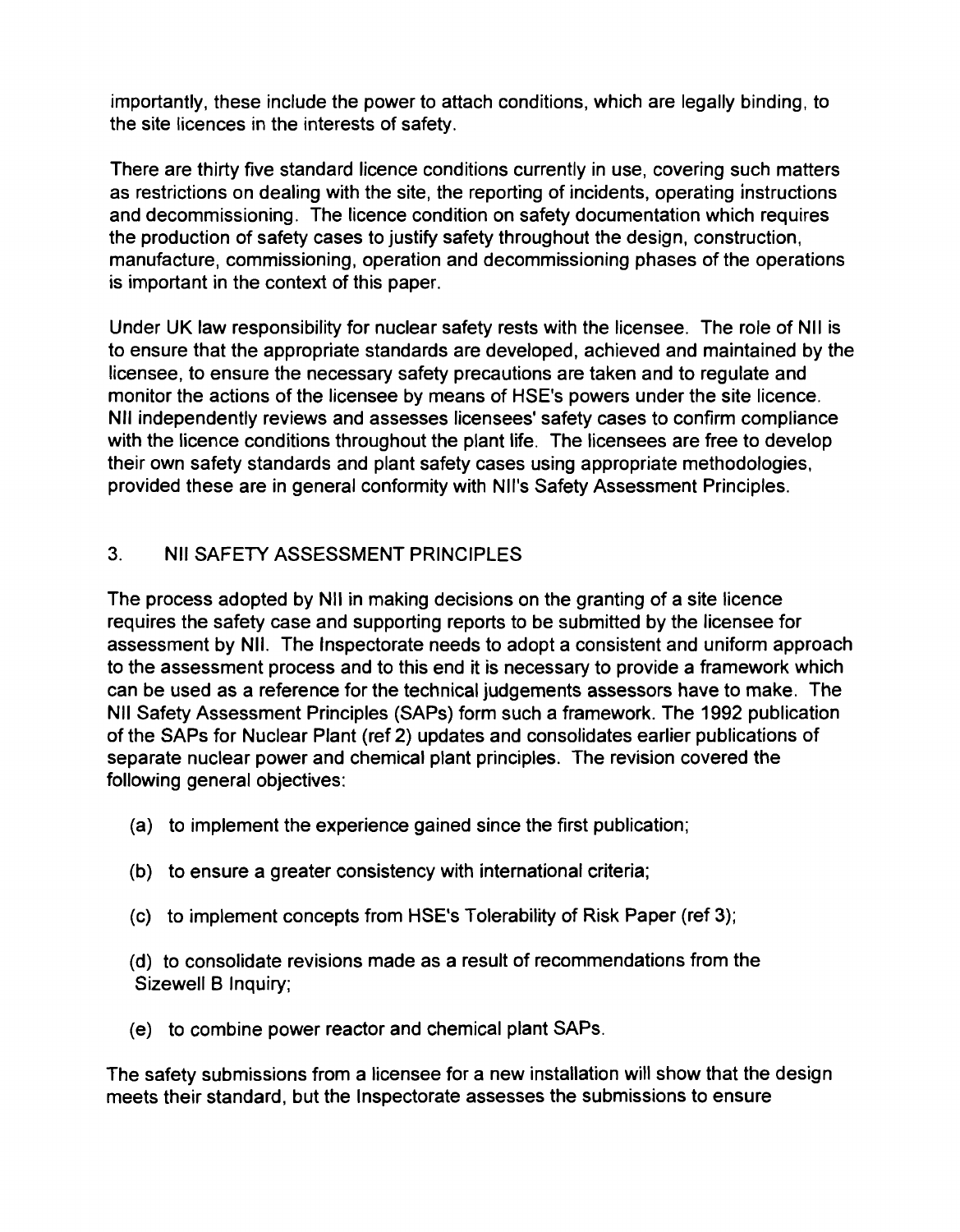importantly, these include the power to attach conditions, which are legally binding, to the site licences in the interests of safety.

There are thirty five standard licence conditions currently in use, covering such matters as restrictions on dealing with the site, the reporting of incidents, operating instructions and decommissioning. The licence condition on safety documentation which requires the production of safety cases to justify safety throughout the design, construction, manufacture, commissioning, operation and decommissioning phases of the operations is important in the context of this paper.

Under UK law responsibility for nuclear safety rests with the licensee. The role of NII is to ensure that the appropriate standards are developed, achieved and maintained by the licensee, to ensure the necessary safety precautions are taken and to regulate and monitor the actions of the licensee by means of HSE's powers under the site licence. NII independently reviews and assesses licensees' safety cases to confirm compliance with the licence conditions throughout the plant life. The licensees are free to develop their own safety standards and plant safety cases using appropriate methodologies, provided these are in general conformity with NII's Safety Assessment Principles.

## 3. NII SAFETY ASSESSMENT PRINCIPLES

The process adopted by NII in making decisions on the granting of a site licence requires the safety case and supporting reports to be submitted by the licensee for assessment by NII. The Inspectorate needs to adopt a consistent and uniform approach to the assessment process and to this end it is necessary to provide a framework which can be used as a reference for the technical judgements assessors have to make. The NII Safety Assessment Principles (SAPs) form such a framework. The 1992 publication of the SAPs for Nuclear Plant (ref 2) updates and consolidates earlier publications of separate nuclear power and chemical plant principles. The revision covered the following general objectives:

(a) to implement the experience gained since the first publication;

(b) to ensure a greater consistency with international criteria;

(c) to implement concepts from HSE's Tolerability of Risk Paper (ref 3);

(d) to consolidate revisions made as a result of recommendations from the Sizewell B Inquiry;

(e) to combine power reactor and chemical plant SAPs.

The safety submissions from a licensee for a new installation will show that the design meets their standard, but the Inspectorate assesses the submissions to ensure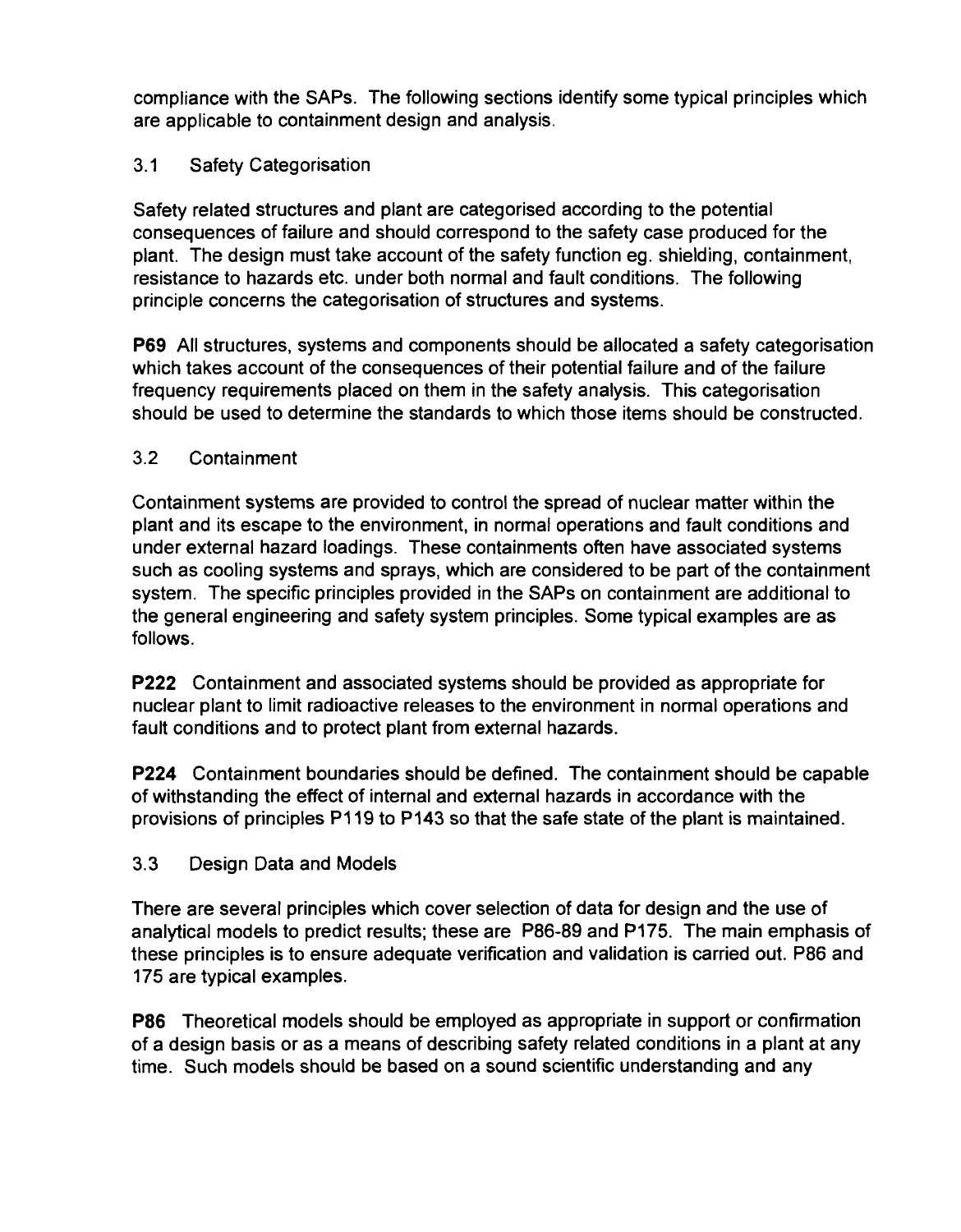compliance with the SAPs. The following sections identify some typical principles which are applicable to containment design and analysis.

### 3.1 Safety Categorisation

Safety related structures and plant are categorised according to the potential consequences of failure and should correspond to the safety case produced for the plant. The design must take account of the safety function eg. shielding, containment, resistance to hazards etc. under both normal and fault conditions. The following principle concerns the categorisation of structures and systems.

**P69** All structures, systems and components should be allocated a safety categorisation which takes account of the consequences of their potential failure and of the failure frequency requirements placed on them in the safety analysis. This categorisation should be used to determine the standards to which those items should be constructed.

### 3.2 Containment

Containment systems are provided to control the spread of nuclear matter within the plant and its escape to the environment, in normal operations and fault conditions and under external hazard loadings. These containments often have associated systems such as cooling systems and sprays, which are considered to be part of the containment system. The specific principles provided in the SAPs on containment are additional to the general engineering and safety system principles. Some typical examples are as follows.

**P222** Containment and associated systems should be provided as appropriate for nuclear plant to limit radioactive releases to the environment in normal operations and fault conditions and to protect plant from external hazards.

**P224** Containment boundaries should be defined. The containment should be capable of withstanding the effect of internal and external hazards in accordance with the provisions of principles P119 to P143 so that the safe state of the plant is maintained.

### 3.3 Design Data and Models

There are several principles which cover selection of data for design and the use of analytical models to predict results; these are P86-89 and P175. The main emphasis of these principles is to ensure adequate verification and validation is carried out. P86 and 175 are typical examples.

**P86** Theoretical models should be employed as appropriate in support or confirmation of a design basis or as a means of describing safety related conditions in a plant at any time. Such models should be based on a sound scientific understanding and any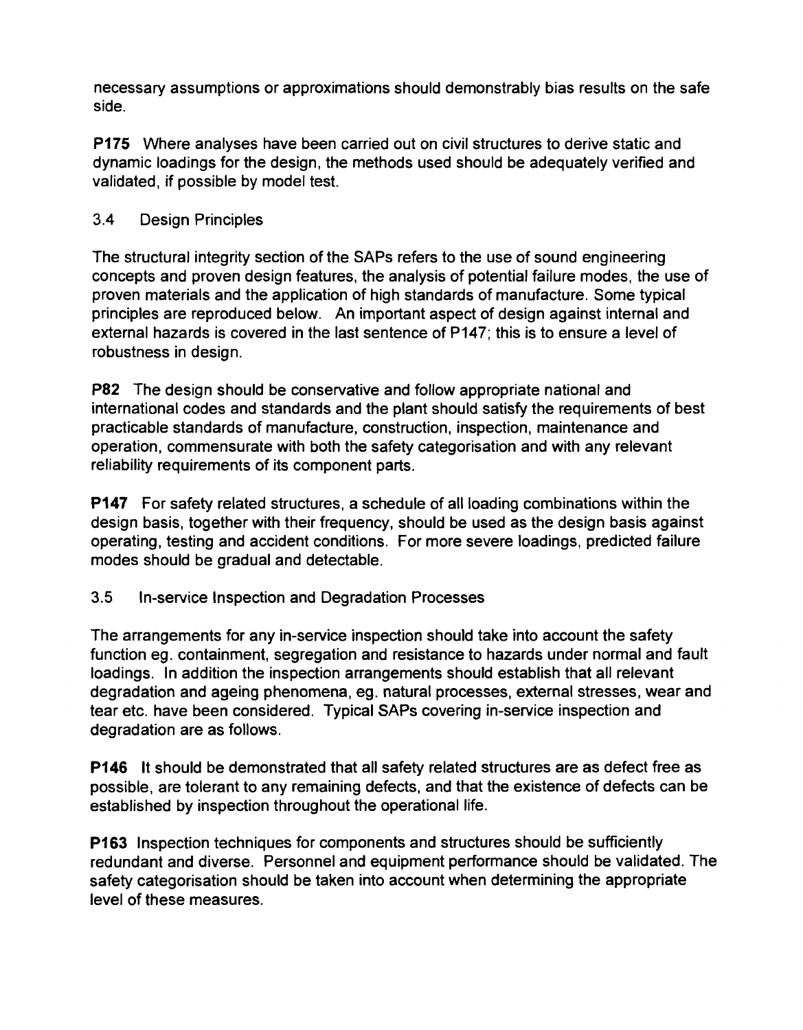necessary assumptions or approximations should demonstrably bias results on the safe side.

**P175** Where analyses have been carried out on civil structures to derive static and dynamic loadings for the design, the methods used should be adequately verified and validated, if possible by model test.

## 3.4 Design Principles

The structural integrity section of the SAPs refers to the use of sound engineering concepts and proven design features, the analysis of potential failure modes, the use of proven materials and the application of high standards of manufacture. Some typical principles are reproduced below. An important aspect of design against internal and external hazards is covered in the last sentence of P147; this is to ensure a level of robustness in design.

**P82** The design should be conservative and follow appropriate national and international codes and standards and the plant should satisfy the requirements of best practicable standards of manufacture, construction, inspection, maintenance and operation, commensurate with both the safety categorisation and with any relevant reliability requirements of its component parts.

**P147** For safety related structures, a schedule of all loading combinations within the design basis, together with their frequency, should be used as the design basis against operating, testing and accident conditions. For more severe loadings, predicted failure modes should be gradual and detectable.

## 3.5 In-service Inspection and Degradation Processes

The arrangements for any in-service inspection should take into account the safety function eg. containment, segregation and resistance to hazards under normal and fault loadings. In addition the inspection arrangements should establish that all relevant degradation and ageing phenomena, eg. natural processes, external stresses, wear and tear etc. have been considered. Typical SAPs covering in-service inspection and degradation are as follows.

**P146** It should be demonstrated that all safety related structures are as defect free as possible, are tolerant to any remaining defects, and that the existence of defects can be established by inspection throughout the operational life.

**P163** Inspection techniques for components and structures should be sufficiently redundant and diverse. Personnel and equipment performance should be validated. The safety categorisation should be taken into account when determining the appropriate level of these measures.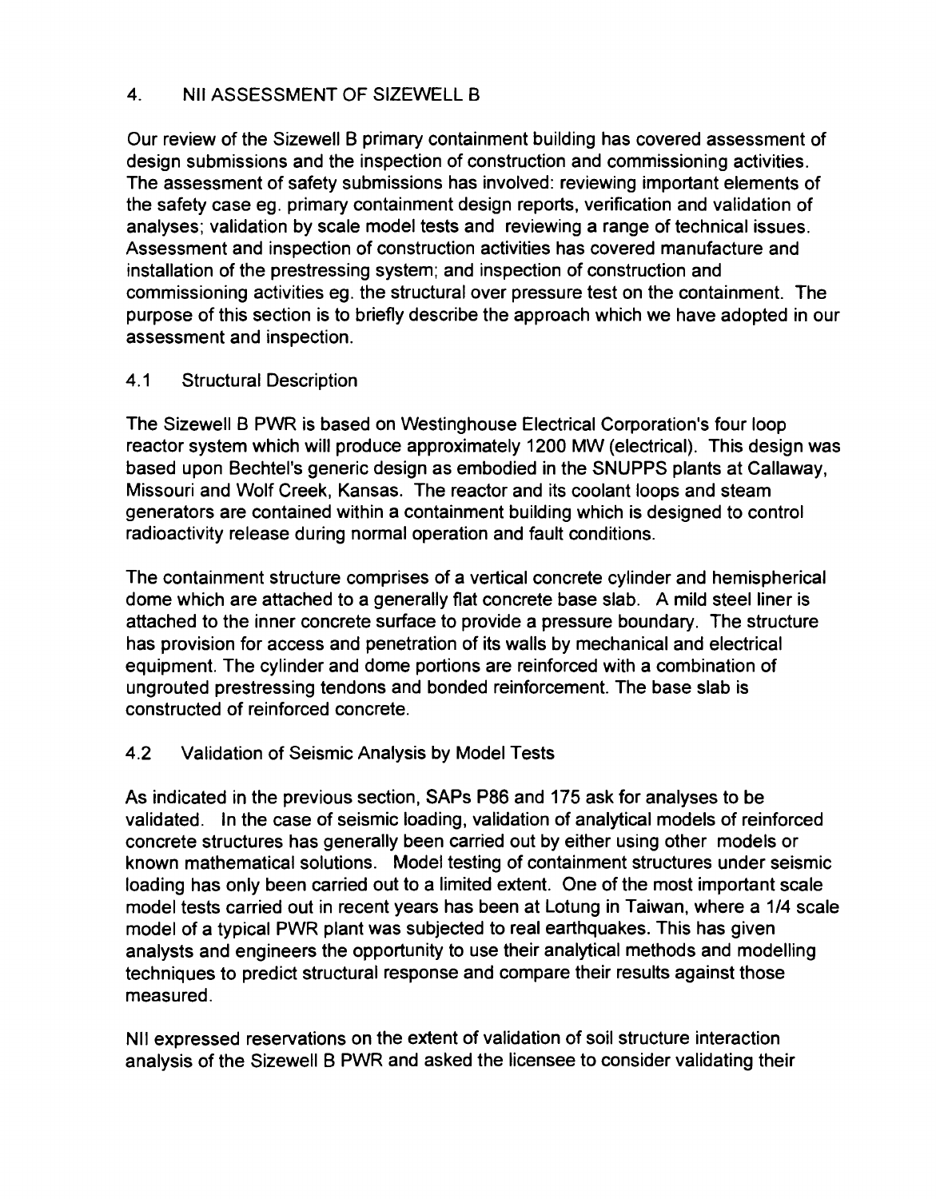## 4. NII ASSESSMENT OF SIZEWELL B

Our review of the Sizewell B primary containment building has covered assessment of design submissions and the inspection of construction and commissioning activities. The assessment of safety submissions has involved: reviewing important elements of the safety case eg. primary containment design reports, verification and validation of analyses; validation by scale model tests and reviewing a range of technical issues. Assessment and inspection of construction activities has covered manufacture and installation of the prestressing system; and inspection of construction and commissioning activities eg. the structural over pressure test on the containment. The purpose of this section is to briefly describe the approach which we have adopted in our assessment and inspection.

### 4.1 Structural Description

The Sizewell B PWR is based on Westinghouse Electrical Corporation's four loop reactor system which will produce approximately 1200 MW (electrical). This design was based upon Bechtel's generic design as embodied in the SNUPPS plants at Callaway, Missouri and Wolf Creek, Kansas. The reactor and its coolant loops and steam generators are contained within a containment building which is designed to control radioactivity release during normal operation and fault conditions.

The containment structure comprises of a vertical concrete cylinder and hemispherical dome which are attached to a generally flat concrete base slab. A mild steel liner is attached to the inner concrete surface to provide a pressure boundary. The structure has provision for access and penetration of its walls by mechanical and electrical equipment. The cylinder and dome portions are reinforced with a combination of ungrouted prestressing tendons and bonded reinforcement. The base slab is constructed of reinforced concrete.

### 4.2 Validation of Seismic Analysis by Model Tests

As indicated in the previous section, SAPs P86 and 175 ask for analyses to be validated. In the case of seismic loading, validation of analytical models of reinforced concrete structures has generally been carried out by either using other models or known mathematical solutions. Model testing of containment structures under seismic loading has only been carried out to a limited extent. One of the most important scale model tests carried out in recent years has been at Lotung in Taiwan, where a 1/4 scale model of a typical PWR plant was subjected to real earthquakes. This has given analysts and engineers the opportunity to use their analytical methods and modelling techniques to predict structural response and compare their results against those measured.

NII expressed reservations on the extent of validation of soil structure interaction analysis of the Sizewell B PWR and asked the licensee to consider validating their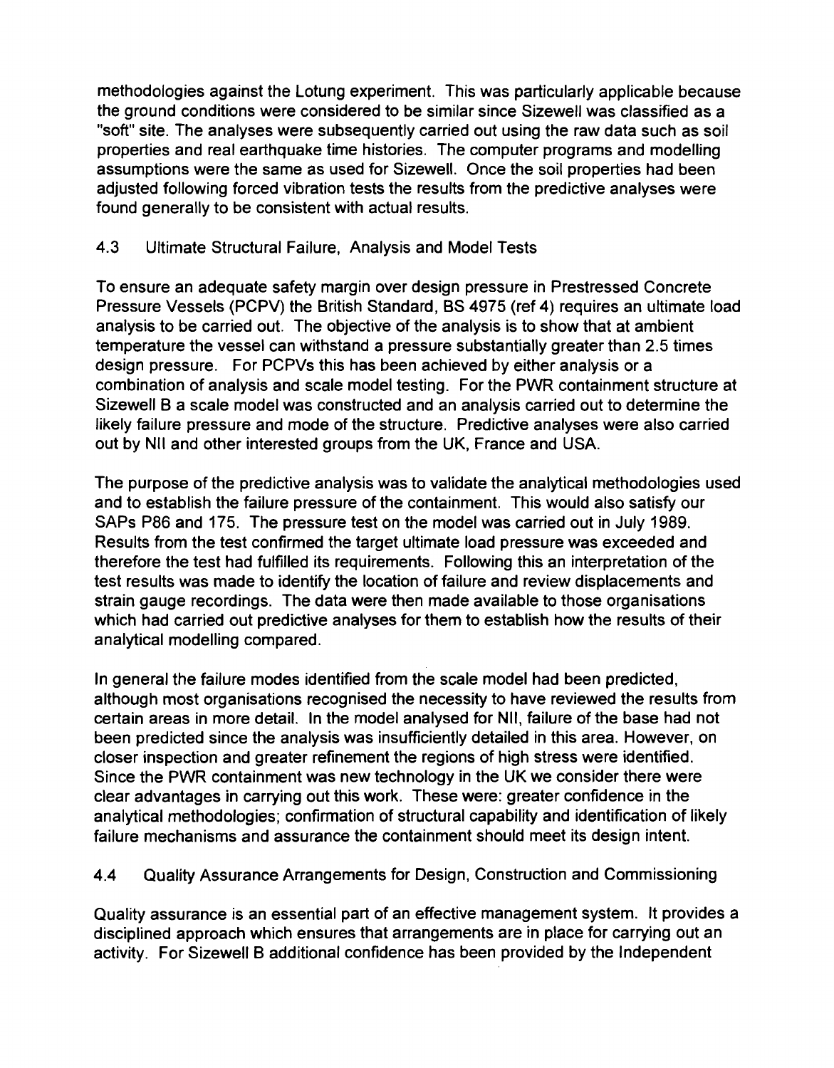methodologies against the Lotung experiment. This was particularly applicable because the ground conditions were considered to be similar since Sizewell was classified as a "soft" site. The analyses were subsequently carried out using the raw data such as soil properties and real earthquake time histories. The computer programs and modelling assumptions were the same as used for Sizewell. Once the soil properties had been adjusted following forced vibration tests the results from the predictive analyses were found generally to be consistent with actual results.

### 4.3 Ultimate Structural Failure, Analysis and Model Tests

To ensure an adequate safety margin over design pressure in Prestressed Concrete Pressure Vessels (PCPV) the British Standard, BS 4975 (ref 4) requires an ultimate load analysis to be carried out. The objective of the analysis is to show that at ambient temperature the vessel can withstand a pressure substantially greater than 2.5 times design pressure. For PCPVs this has been achieved by either analysis or a combination of analysis and scale model testing. For the PWR containment structure at Sizewell B a scale model was constructed and an analysis carried out to determine the likely failure pressure and mode of the structure. Predictive analyses were also carried out by NII and other interested groups from the UK, France and USA.

The purpose of the predictive analysis was to validate the analytical methodologies used and to establish the failure pressure of the containment. This would also satisfy our SAPs P86 and 175. The pressure test on the model was carried out in July 1989. Results from the test confirmed the target ultimate load pressure was exceeded and therefore the test had fulfilled its requirements. Following this an interpretation of the test results was made to identify the location of failure and review displacements and strain gauge recordings. The data were then made available to those organisations which had carried out predictive analyses for them to establish how the results of their analytical modelling compared.

In general the failure modes identified from the scale model had been predicted, although most organisations recognised the necessity to have reviewed the results from certain areas in more detail. In the model analysed for NII, failure of the base had not been predicted since the analysis was insufficiently detailed in this area. However, on closer inspection and greater refinement the regions of high stress were identified. Since the PWR containment was new technology in the UK we consider there were clear advantages in carrying out this work. These were: greater confidence in the analytical methodologies; confirmation of structural capability and identification of likely failure mechanisms and assurance the containment should meet its design intent.

### 4.4 Quality Assurance Arrangements for Design, Construction and Commissioning

Quality assurance is an essential part of an effective management system. It provides a disciplined approach which ensures that arrangements are in place for carrying out an activity. For Sizewell B additional confidence has been provided by the Independent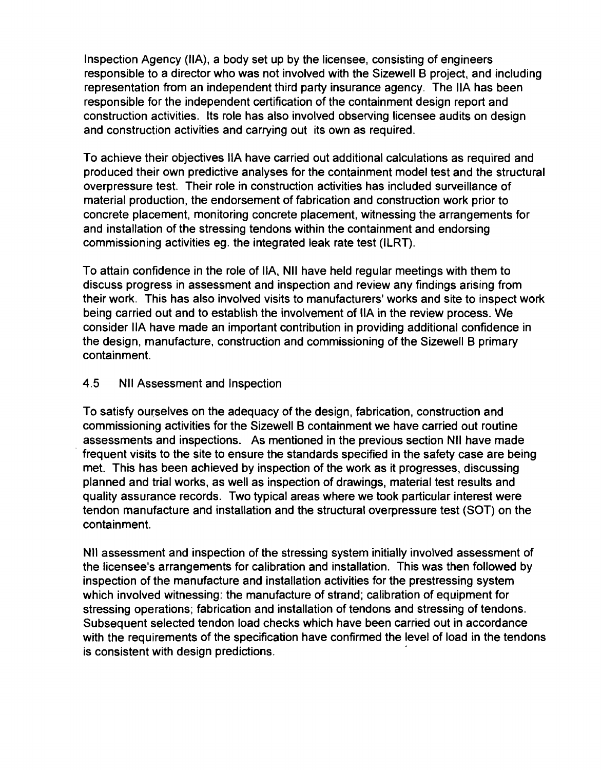Inspection Agency (IIA), a body set up by the licensee, consisting of engineers responsible to a director who was not involved with the Sizewell B project, and including representation from an independent third party insurance agency. The IIA has been responsible for the independent certification of the containment design report and construction activities. Its role has also involved observing licensee audits on design and construction activities and carrying out its own as required.

To achieve their objectives IIA have carried out additional calculations as required and produced their own predictive analyses for the containment model test and the structural overpressure test. Their role in construction activities has included surveillance of material production, the endorsement of fabrication and construction work prior to concrete placement, monitoring concrete placement, witnessing the arrangements for and installation of the stressing tendons within the containment and endorsing commissioning activities eg. the integrated leak rate test (ILRT).

To attain confidence in the role of IIA, NII have held regular meetings with them to discuss progress in assessment and inspection and review any findings arising from their work. This has also involved visits to manufacturers' works and site to inspect work being carried out and to establish the involvement of IIA in the review process. We consider IIA have made an important contribution in providing additional confidence in the design, manufacture, construction and commissioning of the Sizewell B primary containment.

## 4.5 NII Assessment and Inspection

To satisfy ourselves on the adequacy of the design, fabrication, construction and commissioning activities for the Sizewell B containment we have carried out routine assessments and inspections. As mentioned in the previous section NII have made frequent visits to the site to ensure the standards specified in the safety case are being met. This has been achieved by inspection of the work as it progresses, discussing planned and trial works, as well as inspection of drawings, material test results and quality assurance records. Two typical areas where we took particular interest were tendon manufacture and installation and the structural overpressure test (SOT) on the containment.

NII assessment and inspection of the stressing system initially involved assessment of the licensee's arrangements for calibration and installation. This was then followed by inspection of the manufacture and installation activities for the prestressing system which involved witnessing: the manufacture of strand; calibration of equipment for stressing operations; fabrication and installation of tendons and stressing of tendons. Subsequent selected tendon load checks which have been carried out in accordance with the requirements of the specification have confirmed the level of load in the tendons is consistent with design predictions.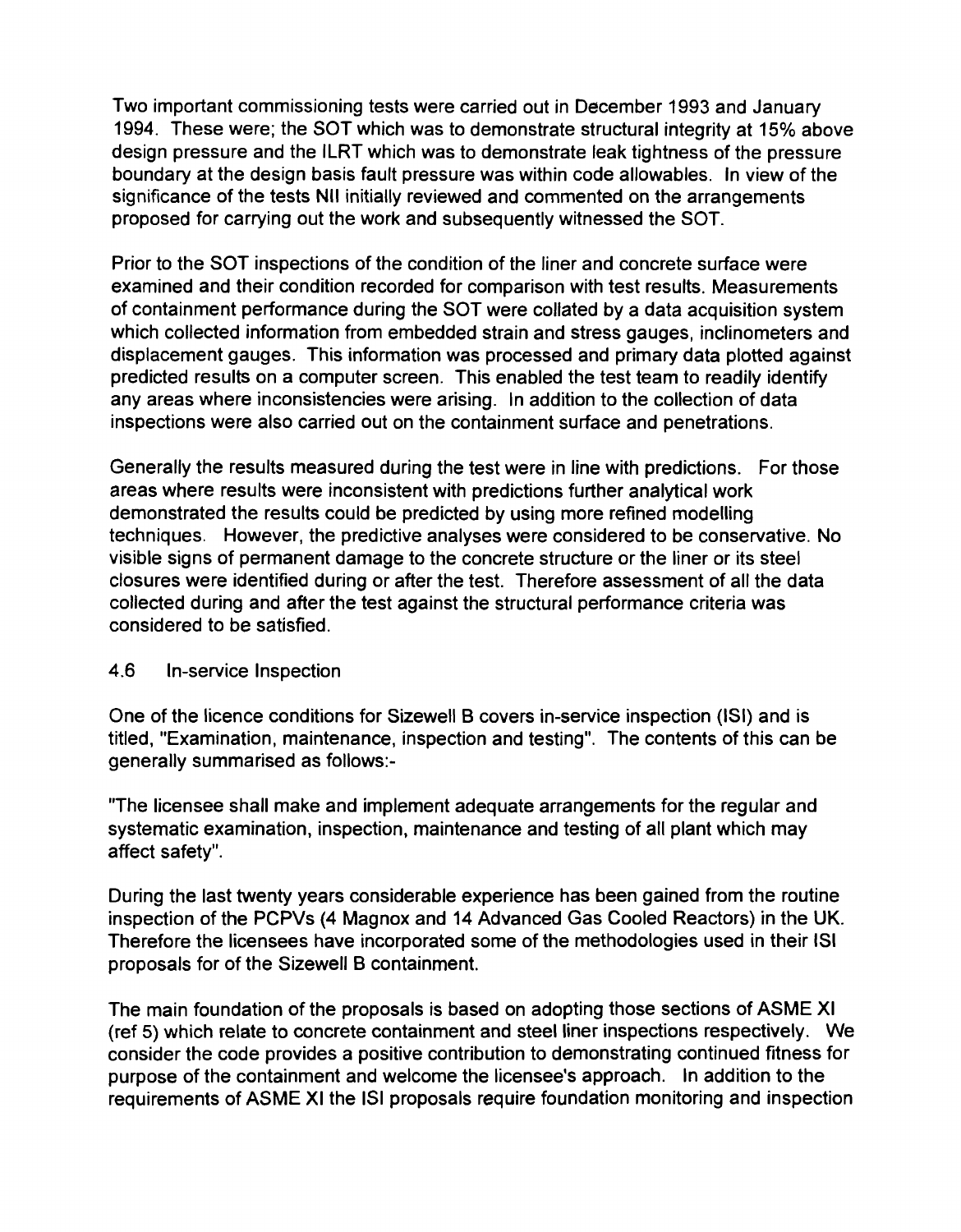Two important commissioning tests were carried out in December 1993 and January 1994. These were; the SOT which was to demonstrate structural integrity at 15% above design pressure and the ILRT which was to demonstrate leak tightness of the pressure boundary at the design basis fault pressure was within code allowables. In view of the significance of the tests NII initially reviewed and commented on the arrangements proposed for carrying out the work and subsequently witnessed the SOT.

Prior to the SOT inspections of the condition of the liner and concrete surface were examined and their condition recorded for comparison with test results. Measurements of containment performance during the SOT were collated by a data acquisition system which collected information from embedded strain and stress gauges, inclinometers and displacement gauges. This information was processed and primary data plotted against predicted results on a computer screen. This enabled the test team to readily identify any areas where inconsistencies were arising. In addition to the collection of data inspections were also carried out on the containment surface and penetrations.

Generally the results measured during the test were in line with predictions. For those areas where results were inconsistent with predictions further analytical work demonstrated the results could be predicted by using more refined modelling techniques. However, the predictive analyses were considered to be conservative. No visible signs of permanent damage to the concrete structure or the liner or its steel closures were identified during or after the test. Therefore assessment of all the data collected during and after the test against the structural performance criteria was considered to be satisfied.

## 4.6 In-service Inspection

One of the licence conditions for Sizewell B covers in-service inspection (ISI) and is titled, "Examination, maintenance, inspection and testing". The contents of this can be generally summarised as follows:-

"The licensee shall make and implement adequate arrangements for the regular and systematic examination, inspection, maintenance and testing of all plant which may affect safety".

During the last twenty years considerable experience has been gained from the routine inspection of the PCPVs (4 Magnox and 14 Advanced Gas Cooled Reactors) in the UK. Therefore the licensees have incorporated some of the methodologies used in their ISI proposals for of the Sizewell B containment.

The main foundation of the proposals is based on adopting those sections of ASME XI (ref 5) which relate to concrete containment and steel liner inspections respectively. We consider the code provides a positive contribution to demonstrating continued fitness for purpose of the containment and welcome the licensee's approach. In addition to the requirements of ASME XI the ISI proposals require foundation monitoring and inspection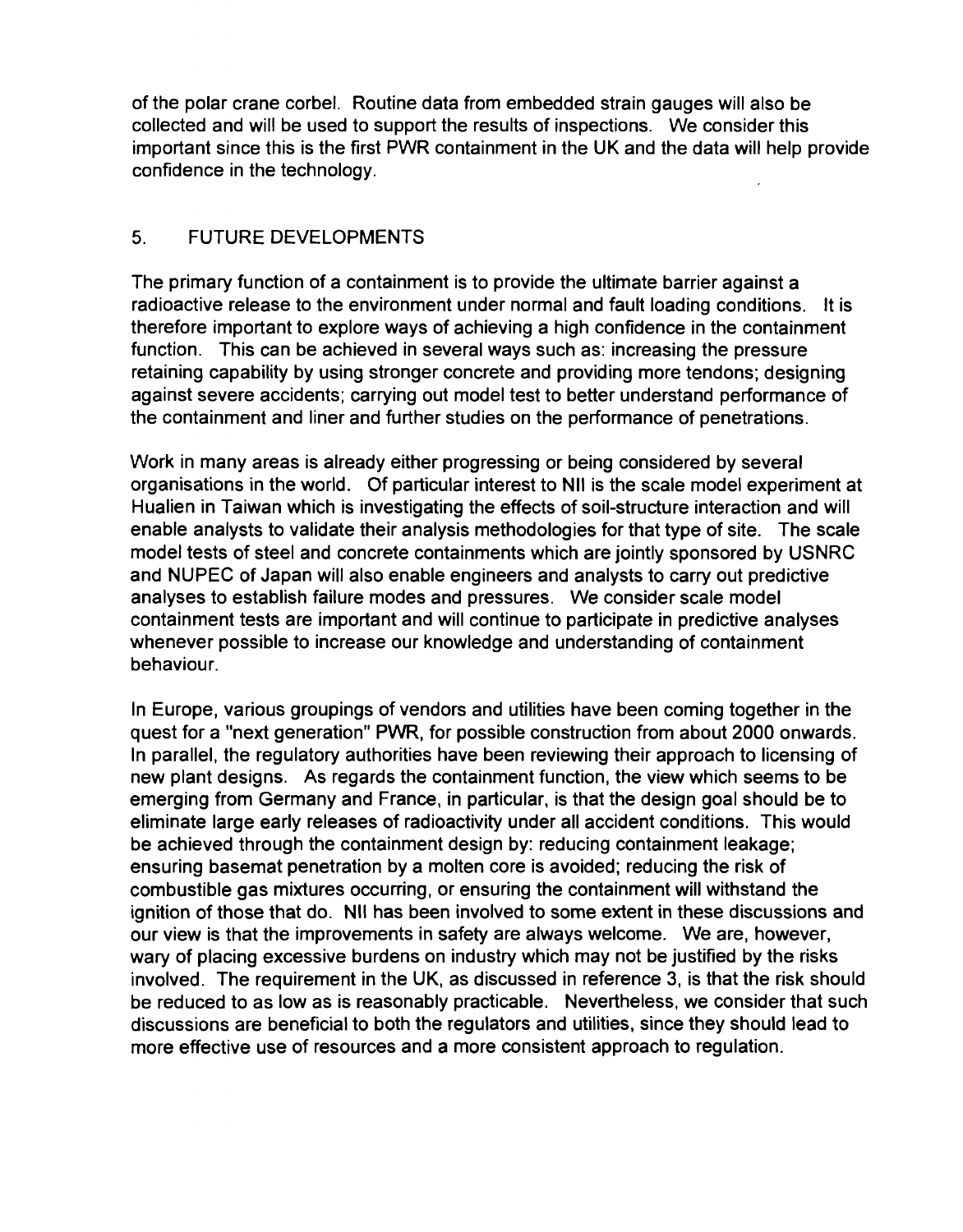of the polar crane corbel. Routine data from embedded strain gauges will also be collected and will be used to support the results of inspections. We consider this important since this is the first PWR containment in the UK and the data will help provide confidence in the technology.

## 5. FUTURE DEVELOPMENTS

The primary function of a containment is to provide the ultimate barrier against a radioactive release to the environment under normal and fault loading conditions. It is therefore important to explore ways of achieving a high confidence in the containment function. This can be achieved in several ways such as: increasing the pressure retaining capability by using stronger concrete and providing more tendons; designing against severe accidents; carrying out model test to better understand performance of the containment and liner and further studies on the performance of penetrations.

Work in many areas is already either progressing or being considered by several organisations in the world. Of particular interest to NII is the scale model experiment at Hualien in Taiwan which is investigating the effects of soil-structure interaction and will enable analysts to validate their analysis methodologies for that type of site. The scale model tests of steel and concrete containments which are jointly sponsored by USNRC and NUPEC of Japan will also enable engineers and analysts to carry out predictive analyses to establish failure modes and pressures. We consider scale model containment tests are important and will continue to participate in predictive analyses whenever possible to increase our knowledge and understanding of containment behaviour.

In Europe, various groupings of vendors and utilities have been coming together in the quest for a "next generation" PWR, for possible construction from about 2000 onwards. In parallel, the regulatory authorities have been reviewing their approach to licensing of new plant designs. As regards the containment function, the view which seems to be emerging from Germany and France, in particular, is that the design goal should be to eliminate large early releases of radioactivity under all accident conditions. This would be achieved through the containment design by: reducing containment leakage; ensuring basemat penetration by a molten core is avoided; reducing the risk of combustible gas mixtures occurring, or ensuring the containment will withstand the ignition of those that do. NII has been involved to some extent in these discussions and our view is that the improvements in safety are always welcome. We are, however, wary of placing excessive burdens on industry which may not be justified by the risks involved. The requirement in the UK, as discussed in reference 3, is that the risk should be reduced to as low as is reasonably practicable. Nevertheless, we consider that such discussions are beneficial to both the regulators and utilities, since they should lead to more effective use of resources and a more consistent approach to regulation.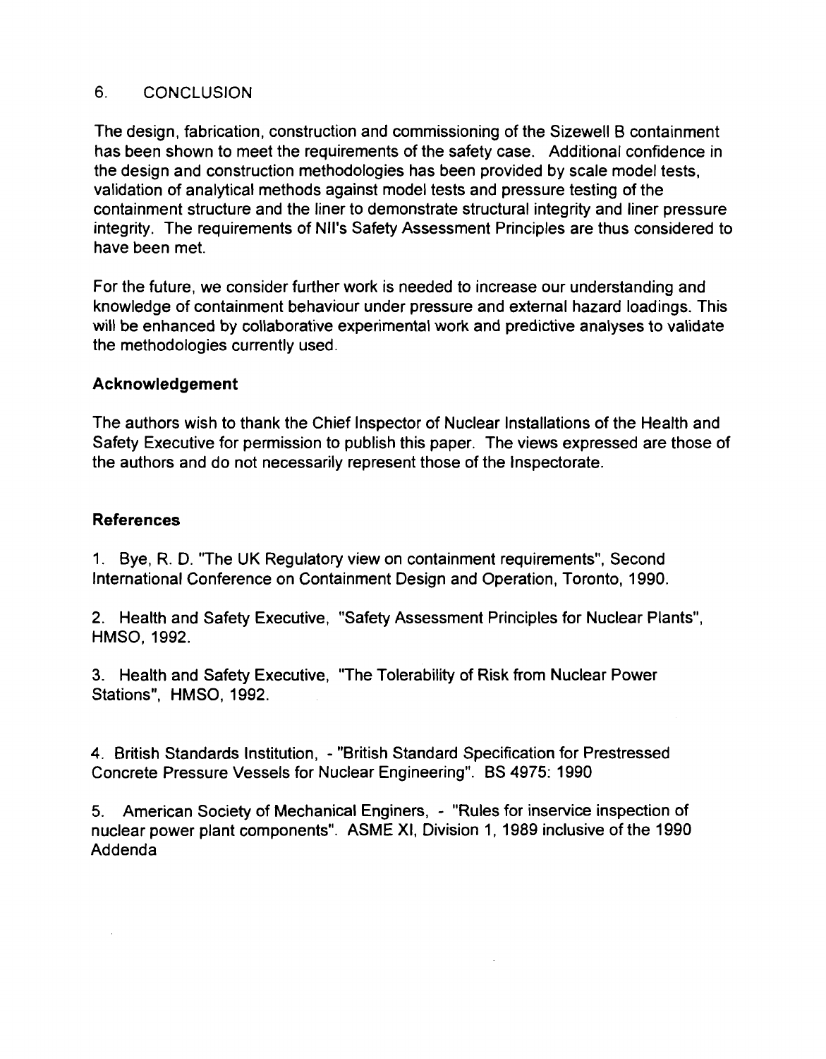## 6. CONCLUSION

The design, fabrication, construction and commissioning of the Sizewell B containment has been shown to meet the requirements of the safety case. Additional confidence in the design and construction methodologies has been provided by scale model tests, validation of analytical methods against model tests and pressure testing of the containment structure and the liner to demonstrate structural integrity and liner pressure integrity. The requirements of NII's Safety Assessment Principles are thus considered to have been met.

For the future, we consider further work is needed to increase our understanding and knowledge of containment behaviour under pressure and external hazard loadings. This will be enhanced by collaborative experimental work and predictive analyses to validate the methodologies currently used.

### Acknowledgement

The authors wish to thank the Chief Inspector of Nuclear Installations of the Health and Safety Executive for permission to publish this paper. The views expressed are those of the authors and do not necessarily represent those of the Inspectorate.

### References

1. Bye, R. D. "The UK Regulatory view on containment requirements", Second International Conference on Containment Design and Operation, Toronto, 1990.

2. Health and Safety Executive, "Safety Assessment Principles for Nuclear Plants", HMSO, 1992.

3. Health and Safety Executive, "The Tolerability of Risk from Nuclear Power Stations", HMSO, 1992.

4. British Standards Institution, - "British Standard Specification for Prestressed Concrete Pressure Vessels for Nuclear Engineering". BS 4975: 1990

5. American Society of Mechanical Enginers, - "Rules for inservice inspection of nuclear power plant components". ASME XI, Division 1, 1989 inclusive of the 1990 Addenda